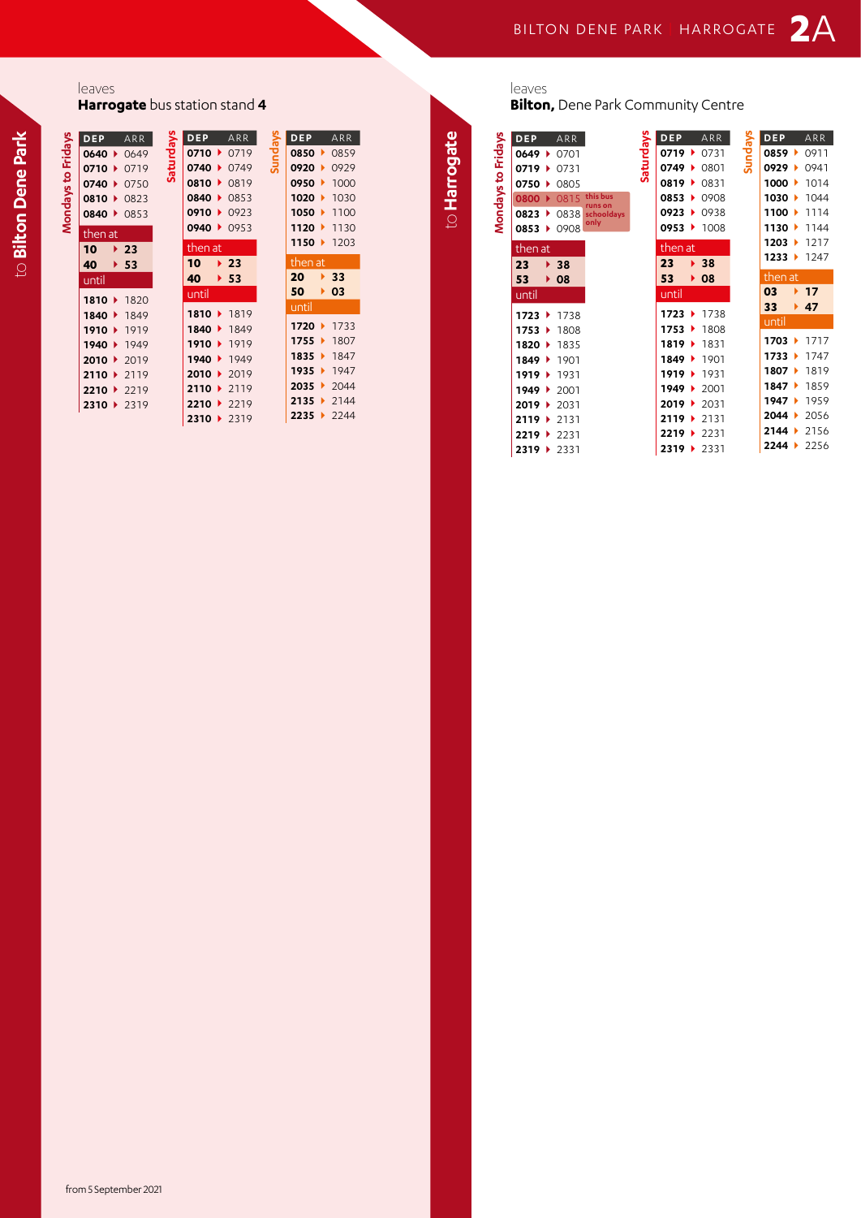# 2A BILTON DENE PARK HARROGATE

## to Bilton Dene Park

leaves **Harrogate** bus station stand **4**

### Mondays to Fridays

| DEP | ARR |
|---|---|
| 0640 | 0649 |
| 0710 | 0719 |
| 0740 | 0750 |
| 0810 | 0823 |
| 0840 | 0853 |
| then at | |
| 10 | 23 |
| 40 | 53 |
| until | |
| 1810 | 1820 |
| 1840 | 1849 |
| 1910 | 1919 |
| 1940 | 1949 |
| 2010 | 2019 |
| 2110 | 2119 |
| 2210 | 2219 |
| 2310 | 2319 |

### Saturdays

| DEP | ARR |
|---|---|
| 0710 | 0719 |
| 0740 | 0749 |
| 0810 | 0819 |
| 0840 | 0853 |
| 0910 | 0923 |
| 0940 | 0953 |
| then at | |
| 10 | 23 |
| 40 | 53 |
| until | |
| 1810 | 1819 |
| 1840 | 1849 |
| 1910 | 1919 |
| 1940 | 1949 |
| 2010 | 2019 |
| 2110 | 2119 |
| 2210 | 2219 |
| 2310 | 2319 |

### Sundays

| DEP | ARR |
|---|---|
| 0850 | 0859 |
| 0920 | 0929 |
| 0950 | 1000 |
| 1020 | 1030 |
| 1050 | 1100 |
| 1120 | 1130 |
| 1150 | 1203 |
| then at | |
| 20 | 33 |
| 50 | 03 |
| until | |
| 1720 | 1733 |
| 1755 | 1807 |
| 1835 | 1847 |
| 1935 | 1947 |
| 2035 | 2044 |
| 2135 | 2144 |
| 2235 | 2244 |

## to Harrogate

leaves **Bilton,** Dene Park Community Centre

### Mondays to Fridays

| DEP | ARR | |
|---|---|---|
| 0649 | 0701 | |
| 0719 | 0731 | |
| 0750 | 0805 | |
| 0800 | 0815 | this bus runs on schooldays only |
| 0823 | 0838 | |
| 0853 | 0908 | |
| then at | | |
| 23 | 38 | |
| 53 | 08 | |
| until | | |
| 1723 | 1738 | |
| 1753 | 1808 | |
| 1820 | 1835 | |
| 1849 | 1901 | |
| 1919 | 1931 | |
| 1949 | 2001 | |
| 2019 | 2031 | |
| 2119 | 2131 | |
| 2219 | 2231 | |
| 2319 | 2331 | |

### Saturdays

| DEP | ARR |
|---|---|
| 0719 | 0731 |
| 0749 | 0801 |
| 0819 | 0831 |
| 0853 | 0908 |
| 0923 | 0938 |
| 0953 | 1008 |
| then at | |
| 23 | 38 |
| 53 | 08 |
| until | |
| 1723 | 1738 |
| 1753 | 1808 |
| 1819 | 1831 |
| 1849 | 1901 |
| 1919 | 1931 |
| 1949 | 2001 |
| 2019 | 2031 |
| 2119 | 2131 |
| 2219 | 2231 |
| 2319 | 2331 |

### Sundays

| DEP | ARR |
|---|---|
| 0859 | 0911 |
| 0929 | 0941 |
| 1000 | 1014 |
| 1030 | 1044 |
| 1100 | 1114 |
| 1130 | 1144 |
| 1203 | 1217 |
| 1233 | 1247 |
| then at | |
| 03 | 17 |
| 33 | 47 |
| until | |
| 1703 | 1717 |
| 1733 | 1747 |
| 1807 | 1819 |
| 1847 | 1859 |
| 1947 | 1959 |
| 2044 | 2056 |
| 2144 | 2156 |
| 2244 | 2256 |

from 5 September 2021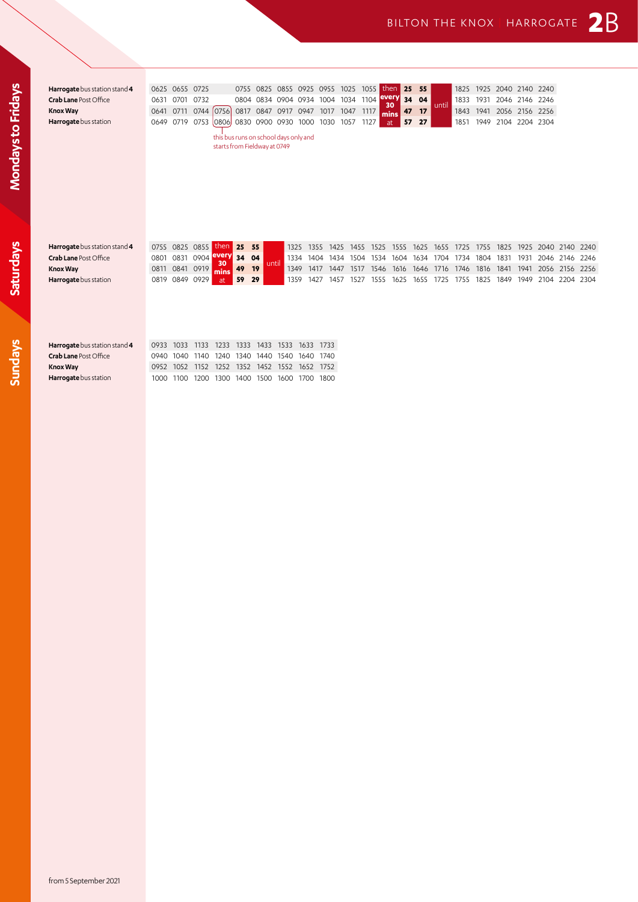# BILTON THE KNOX | HARROGATE 2B

## Mondays to Fridays

| | | | | | | | | | | | | | | | | | | | | | |
|---|---|---|---|---|---|---|---|---|---|---|---|---|---|---|---|---|---|---|---|---|---|
| **Harrogate** bus station stand **4** | 0625 | 0655 | 0725 | | 0755 | 0825 | 0855 | 0925 | 0955 | 1025 | 1055 | then | 25 | 55 | | 1825 | 1925 | 2040 | 2140 | 2240 |
| **Crab Lane** Post Office | 0631 | 0701 | 0732 | | 0804 | 0834 | 0904 | 0934 | 1004 | 1034 | 1104 | every 30 | 34 | 04 | until | 1833 | 1931 | 2046 | 2146 | 2246 |
| **Knox Way** | 0641 | 0711 | 0744 | 0756 | 0817 | 0847 | 0917 | 0947 | 1017 | 1047 | 1117 | mins | 47 | 17 | | 1843 | 1941 | 2056 | 2156 | 2256 |
| **Harrogate** bus station | 0649 | 0719 | 0753 | 0806 | 0830 | 0900 | 0930 | 1000 | 1030 | 1057 | 1127 | at | 57 | 27 | | 1851 | 1949 | 2104 | 2204 | 2304 |

0756/0806: this bus runs on school days only and starts from Fieldway at 0749

## Saturdays

| | | | | | | | | | | | | | | | | | | | | | | | | | |
|---|---|---|---|---|---|---|---|---|---|---|---|---|---|---|---|---|---|---|---|---|---|---|---|---|---|
| **Harrogate** bus station stand **4** | 0755 | 0825 | 0855 | then | 25 | 55 | | 1325 | 1355 | 1425 | 1455 | 1525 | 1555 | 1625 | 1655 | 1725 | 1755 | 1825 | 1925 | 2040 | 2140 | 2240 |
| **Crab Lane** Post Office | 0801 | 0831 | 0904 | every 30 | 34 | 04 | until | 1334 | 1404 | 1434 | 1504 | 1534 | 1604 | 1634 | 1704 | 1734 | 1804 | 1831 | 1931 | 2046 | 2146 | 2246 |
| **Knox Way** | 0811 | 0841 | 0919 | mins | 49 | 19 | | 1349 | 1417 | 1447 | 1517 | 1546 | 1616 | 1646 | 1716 | 1746 | 1816 | 1841 | 1941 | 2056 | 2156 | 2256 |
| **Harrogate** bus station | 0819 | 0849 | 0929 | at | 59 | 29 | | 1359 | 1427 | 1457 | 1527 | 1555 | 1625 | 1655 | 1725 | 1755 | 1825 | 1849 | 1949 | 2104 | 2204 | 2304 |

## Sundays

| | | | | | | | | | |
|---|---|---|---|---|---|---|---|---|---|
| **Harrogate** bus station stand **4** | 0933 | 1033 | 1133 | 1233 | 1333 | 1433 | 1533 | 1633 | 1733 |
| **Crab Lane** Post Office | 0940 | 1040 | 1140 | 1240 | 1340 | 1440 | 1540 | 1640 | 1740 |
| **Knox Way** | 0952 | 1052 | 1152 | 1252 | 1352 | 1452 | 1552 | 1652 | 1752 |
| **Harrogate** bus station | 1000 | 1100 | 1200 | 1300 | 1400 | 1500 | 1600 | 1700 | 1800 |

from 5 September 2021